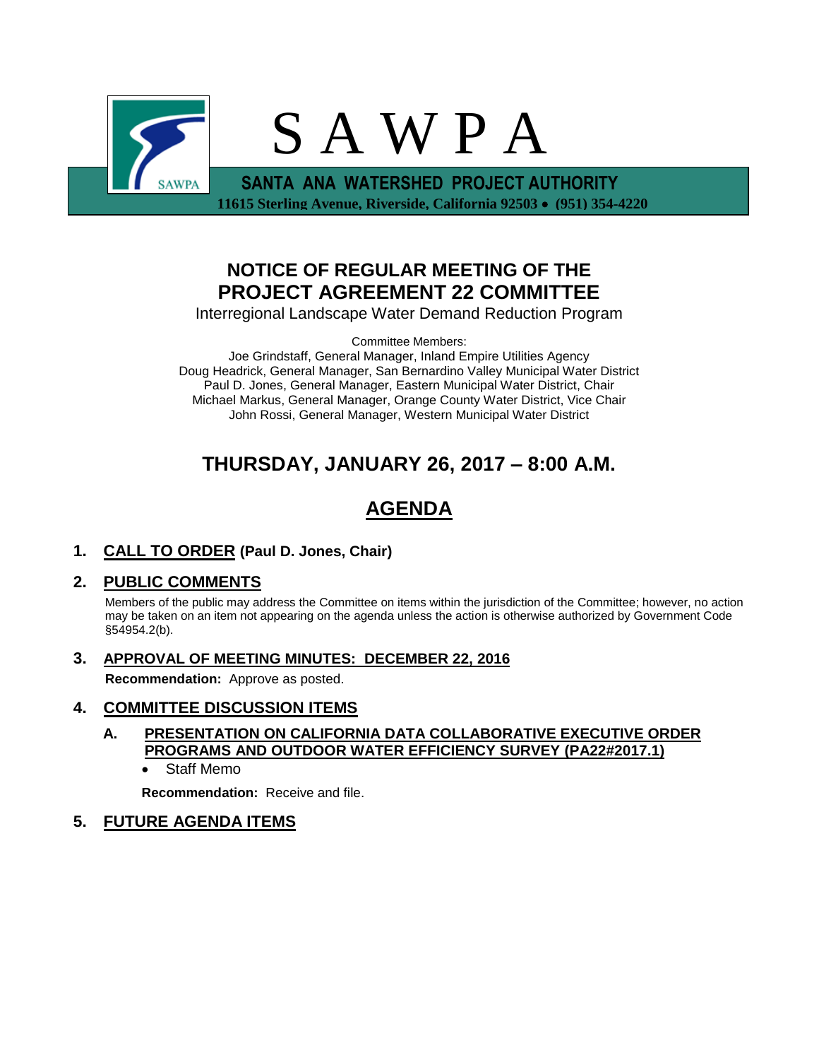# S A W P A

**SANTA ANA WATERSHED PROJECT AUTHORITY**

**11615 Sterling Avenue, Riverside, California 92503 • (951) 354-4220**

## NOTICE OF REGULAR MEETING OF THE PROJECT AGREEMENT 22 COMMITTEE

Interregional Landscape Water Demand Reduction Program

Committee Members:
Joe Grindstaff, General Manager, Inland Empire Utilities Agency
Doug Headrick, General Manager, San Bernardino Valley Municipal Water District
Paul D. Jones, General Manager, Eastern Municipal Water District, Chair
Michael Markus, General Manager, Orange County Water District, Vice Chair
John Rossi, General Manager, Western Municipal Water District

## THURSDAY, JANUARY 26, 2017 – 8:00 A.M.

## AGENDA

**1. CALL TO ORDER (Paul D. Jones, Chair)**

**2. PUBLIC COMMENTS**

Members of the public may address the Committee on items within the jurisdiction of the Committee; however, no action may be taken on an item not appearing on the agenda unless the action is otherwise authorized by Government Code §54954.2(b).

**3. APPROVAL OF MEETING MINUTES: DECEMBER 22, 2016**

**Recommendation:** Approve as posted.

**4. COMMITTEE DISCUSSION ITEMS**

**A. PRESENTATION ON CALIFORNIA DATA COLLABORATIVE EXECUTIVE ORDER PROGRAMS AND OUTDOOR WATER EFFICIENCY SURVEY (PA22#2017.1)**

- Staff Memo

**Recommendation:** Receive and file.

**5. FUTURE AGENDA ITEMS**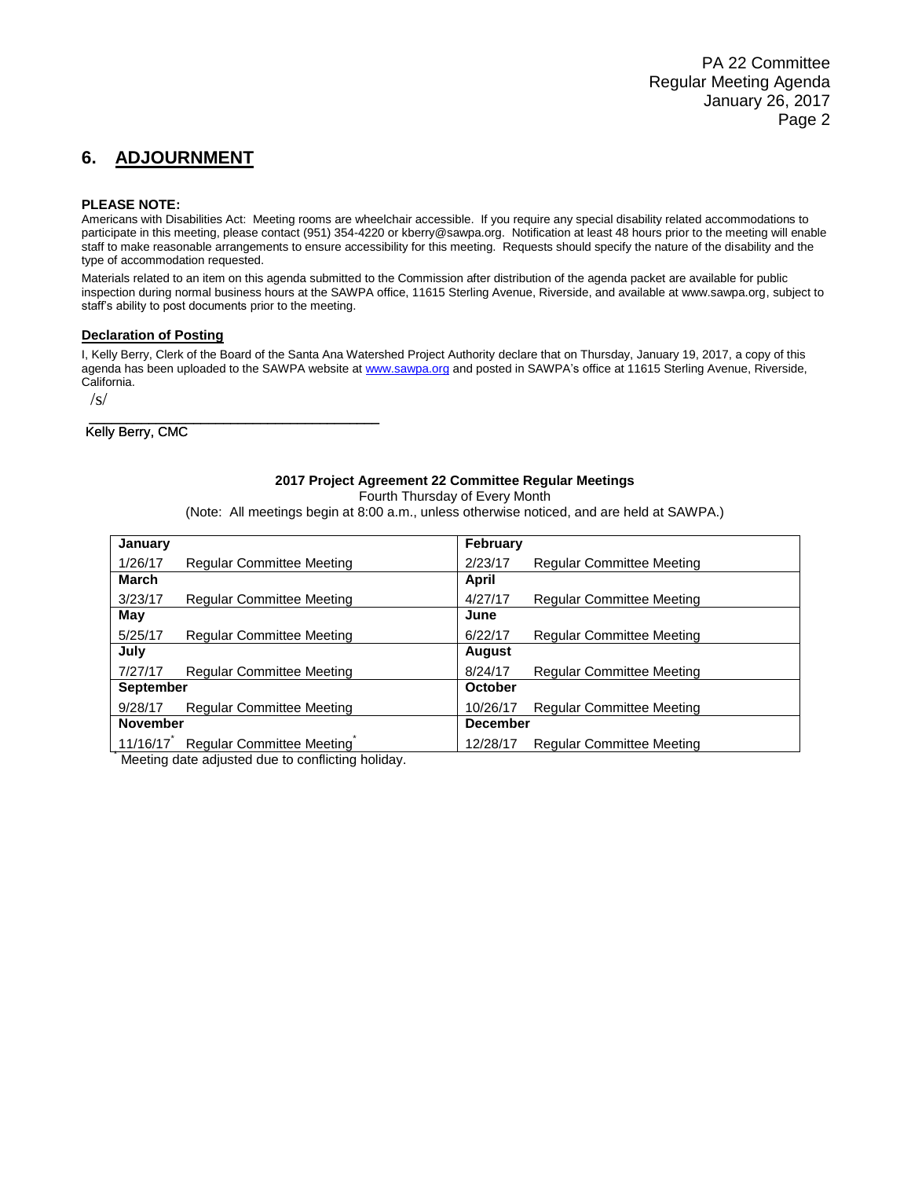## 6. ADJOURNMENT

**PLEASE NOTE:**
Americans with Disabilities Act: Meeting rooms are wheelchair accessible. If you require any special disability related accommodations to participate in this meeting, please contact (951) 354-4220 or kberry@sawpa.org. Notification at least 48 hours prior to the meeting will enable staff to make reasonable arrangements to ensure accessibility for this meeting. Requests should specify the nature of the disability and the type of accommodation requested.

Materials related to an item on this agenda submitted to the Commission after distribution of the agenda packet are available for public inspection during normal business hours at the SAWPA office, 11615 Sterling Avenue, Riverside, and available at www.sawpa.org, subject to staff's ability to post documents prior to the meeting.

**Declaration of Posting**

I, Kelly Berry, Clerk of the Board of the Santa Ana Watershed Project Authority declare that on Thursday, January 19, 2017, a copy of this agenda has been uploaded to the SAWPA website at www.sawpa.org and posted in SAWPA's office at 11615 Sterling Avenue, Riverside, California.

/s/

Kelly Berry, CMC

**2017 Project Agreement 22 Committee Regular Meetings**

Fourth Thursday of Every Month

(Note: All meetings begin at 8:00 a.m., unless otherwise noticed, and are held at SAWPA.)

| | | | |
|---|---|---|---|
| **January** | | **February** | |
| 1/26/17 | Regular Committee Meeting | 2/23/17 | Regular Committee Meeting |
| **March** | | **April** | |
| 3/23/17 | Regular Committee Meeting | 4/27/17 | Regular Committee Meeting |
| **May** | | **June** | |
| 5/25/17 | Regular Committee Meeting | 6/22/17 | Regular Committee Meeting |
| **July** | | **August** | |
| 7/27/17 | Regular Committee Meeting | 8/24/17 | Regular Committee Meeting |
| **September** | | **October** | |
| 9/28/17 | Regular Committee Meeting | 10/26/17 | Regular Committee Meeting |
| **November** | | **December** | |
| 11/16/17* | Regular Committee Meeting* | 12/28/17 | Regular Committee Meeting |

* Meeting date adjusted due to conflicting holiday.